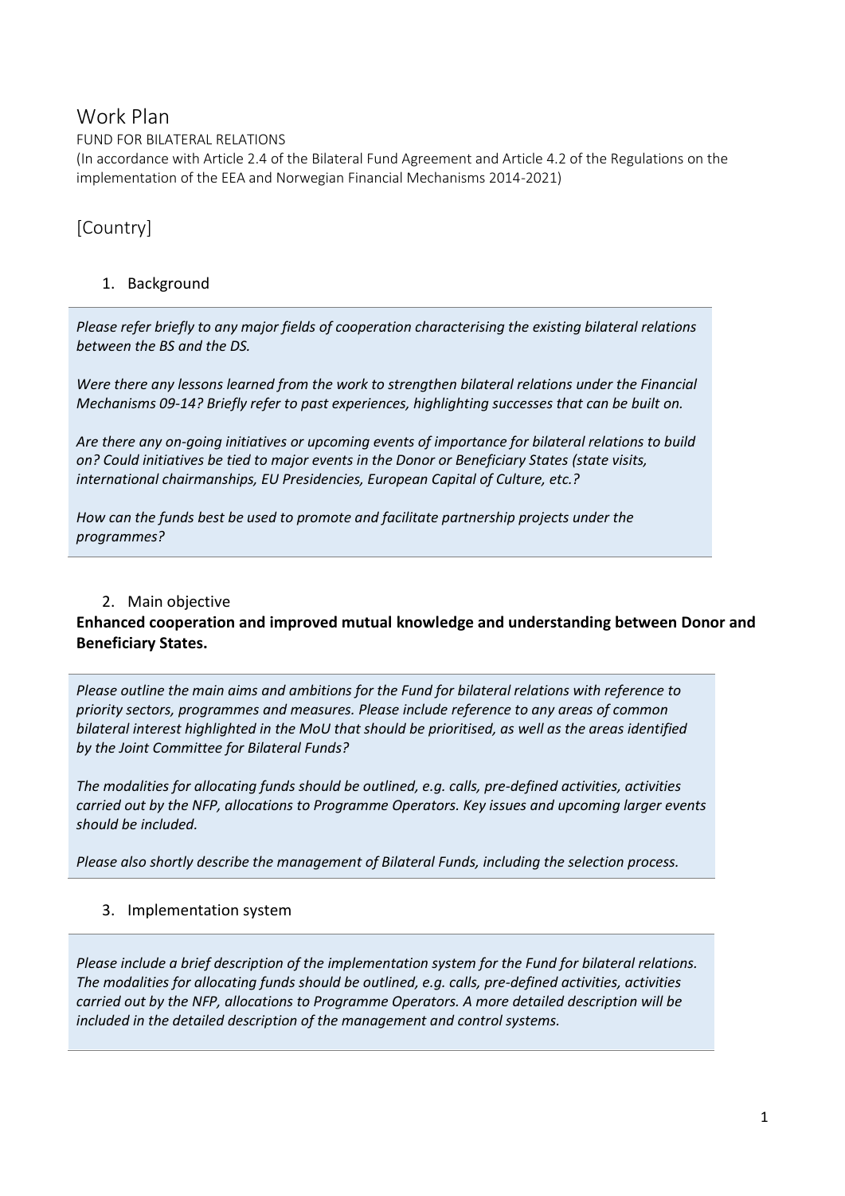# Work Plan

FUND FOR BILATERAL RELATIONS

(In accordance with Article 2.4 of the Bilateral Fund Agreement and Article 4.2 of the Regulations on the implementation of the EEA and Norwegian Financial Mechanisms 2014-2021)

## [Country]

### 1. Background

*Please refer briefly to any major fields of cooperation characterising the existing bilateral relations between the BS and the DS.*

*Were there any lessons learned from the work to strengthen bilateral relations under the Financial Mechanisms 09-14? Briefly refer to past experiences, highlighting successes that can be built on.*

*Are there any on-going initiatives or upcoming events of importance for bilateral relations to build on? Could initiatives be tied to major events in the Donor or Beneficiary States (state visits, international chairmanships, EU Presidencies, European Capital of Culture, etc.?*

*How can the funds best be used to promote and facilitate partnership projects under the programmes?*

### 2. Main objective

**Enhanced cooperation and improved mutual knowledge and understanding between Donor and Beneficiary States.**

*Please outline the main aims and ambitions for the Fund for bilateral relations with reference to priority sectors, programmes and measures. Please include reference to any areas of common bilateral interest highlighted in the MoU that should be prioritised, as well as the areas identified by the Joint Committee for Bilateral Funds?*

*The modalities for allocating funds should be outlined, e.g. calls, pre-defined activities, activities carried out by the NFP, allocations to Programme Operators. Key issues and upcoming larger events should be included.*

*Please also shortly describe the management of Bilateral Funds, including the selection process.*

### 3. Implementation system

*Please include a brief description of the implementation system for the Fund for bilateral relations. The modalities for allocating funds should be outlined, e.g. calls, pre-defined activities, activities carried out by the NFP, allocations to Programme Operators. A more detailed description will be included in the detailed description of the management and control systems.*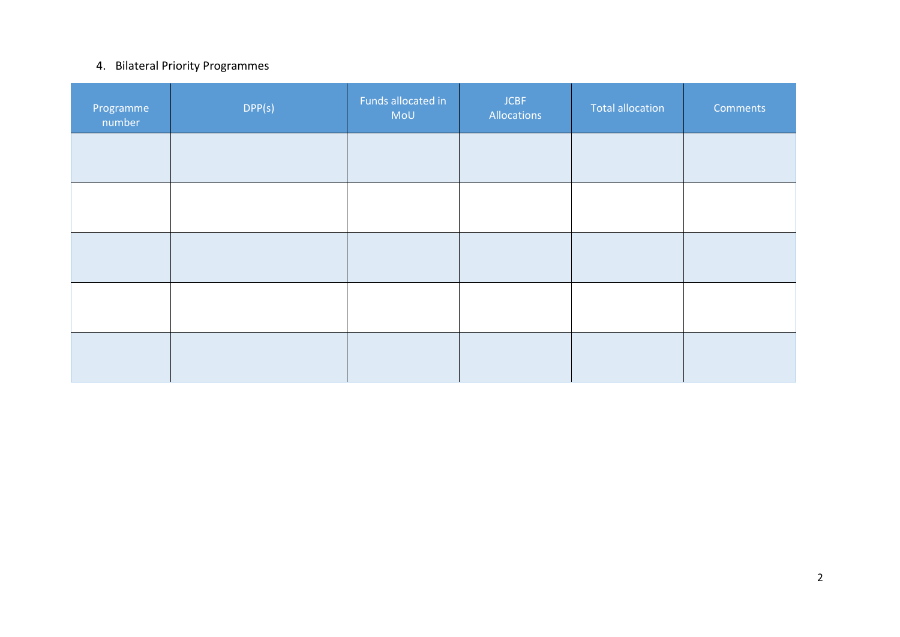4. Bilateral Priority Programmes

| Programme number | DPP(s) | Funds allocated in MoU | JCBF Allocations | Total allocation | Comments |
|---|---|---|---|---|---|
| | | | | | |
| | | | | | |
| | | | | | |
| | | | | | |
| | | | | | |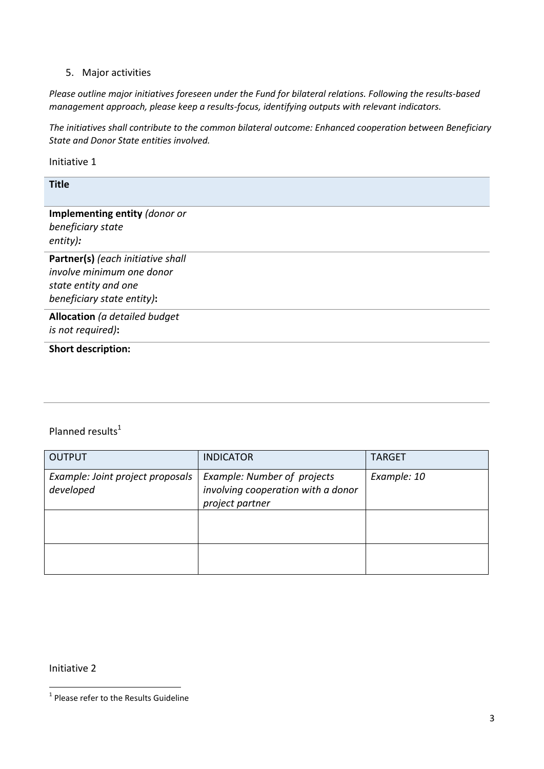5. Major activities

*Please outline major initiatives foreseen under the Fund for bilateral relations. Following the results-based management approach, please keep a results-focus, identifying outputs with relevant indicators.*

*The initiatives shall contribute to the common bilateral outcome: Enhanced cooperation between Beneficiary State and Donor State entities involved.*

Initiative 1

| **Title** | |
|---|---|
| **Implementing entity** *(donor or beneficiary state entity):* | |
| **Partner(s)** *(each initiative shall involve minimum one donor state entity and one beneficiary state entity)***:** | |
| **Allocation** *(a detailed budget is not required)***:** | |
| **Short description:** | |

Planned results[1]

| OUTPUT | INDICATOR | TARGET |
|---|---|---|
| *Example: Joint project proposals developed* | *Example: Number of projects involving cooperation with a donor project partner* | *Example: 10* |
| | | |
| | | |

Initiative 2

[1] Please refer to the Results Guideline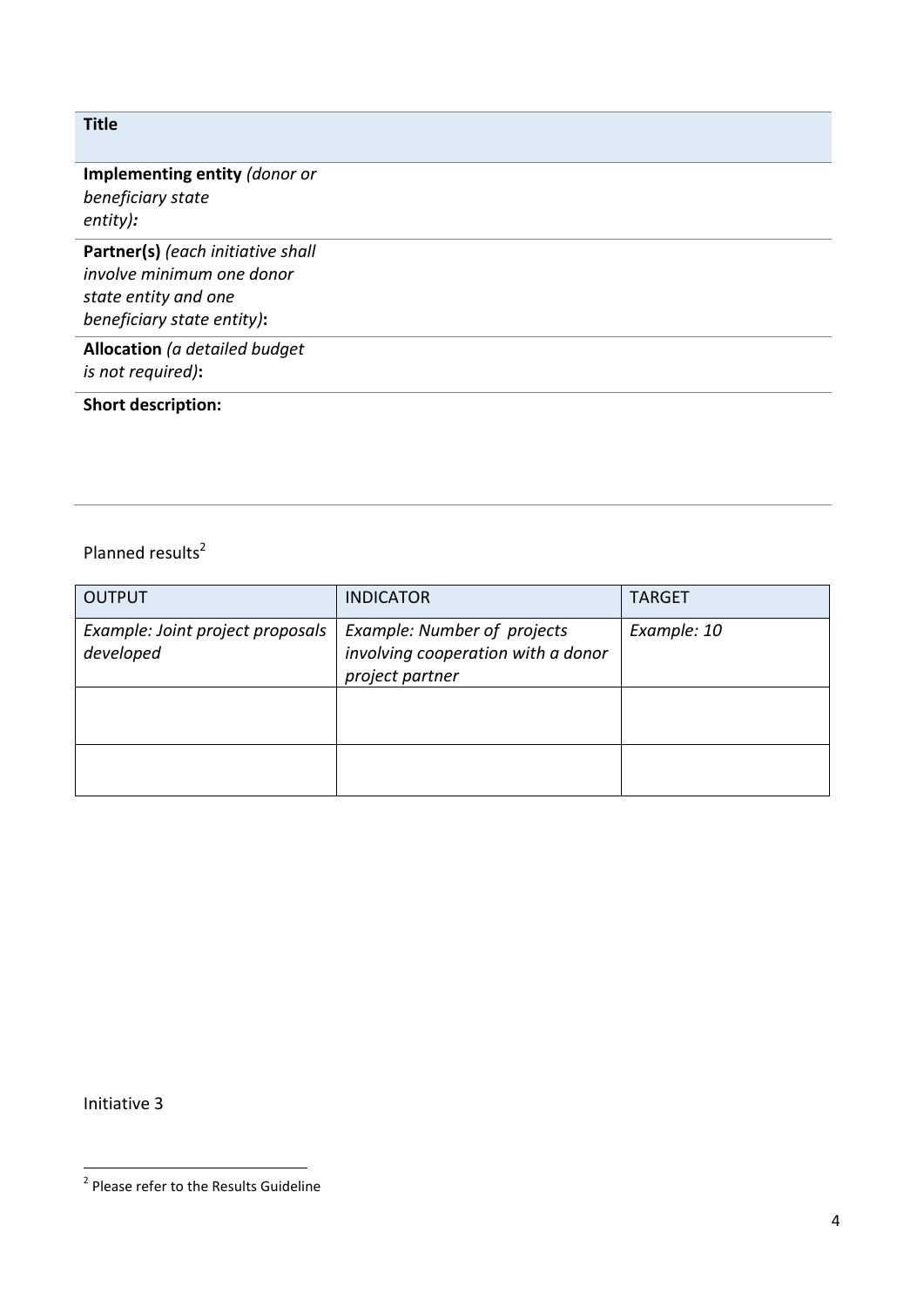| **Title** | |
|---|---|
| **Implementing entity** *(donor or beneficiary state entity)***:** | |
| **Partner(s)** *(each initiative shall involve minimum one donor state entity and one beneficiary state entity)***:** | |
| **Allocation** *(a detailed budget is not required)***:** | |
| **Short description:** | |

Planned results[2]

| OUTPUT | INDICATOR | TARGET |
|---|---|---|
| *Example: Joint project proposals developed* | *Example: Number of projects involving cooperation with a donor project partner* | *Example: 10* |
| | | |
| | | |

Initiative 3

[2] Please refer to the Results Guideline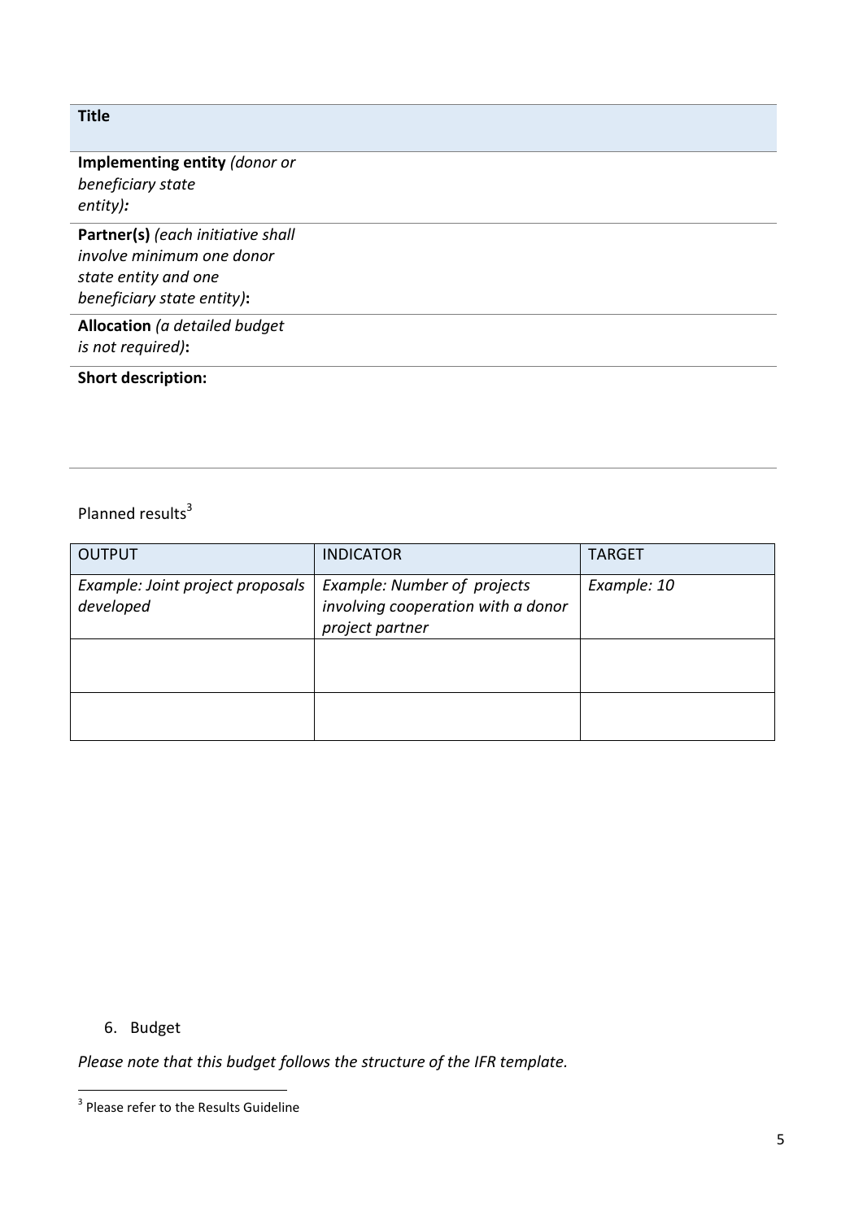| **Title** | |
|---|---|
| **Implementing entity** *(donor or beneficiary state entity)**:*** | |
| **Partner(s)** *(each initiative shall involve minimum one donor state entity and one beneficiary state entity)***:** | |
| **Allocation** *(a detailed budget is not required)***:** | |
| **Short description:** | |

Planned results[3]

| OUTPUT | INDICATOR | TARGET |
|---|---|---|
| *Example: Joint project proposals developed* | *Example: Number of projects involving cooperation with a donor project partner* | *Example: 10* |
| | | |
| | | |

6. Budget

*Please note that this budget follows the structure of the IFR template.*

[3] Please refer to the Results Guideline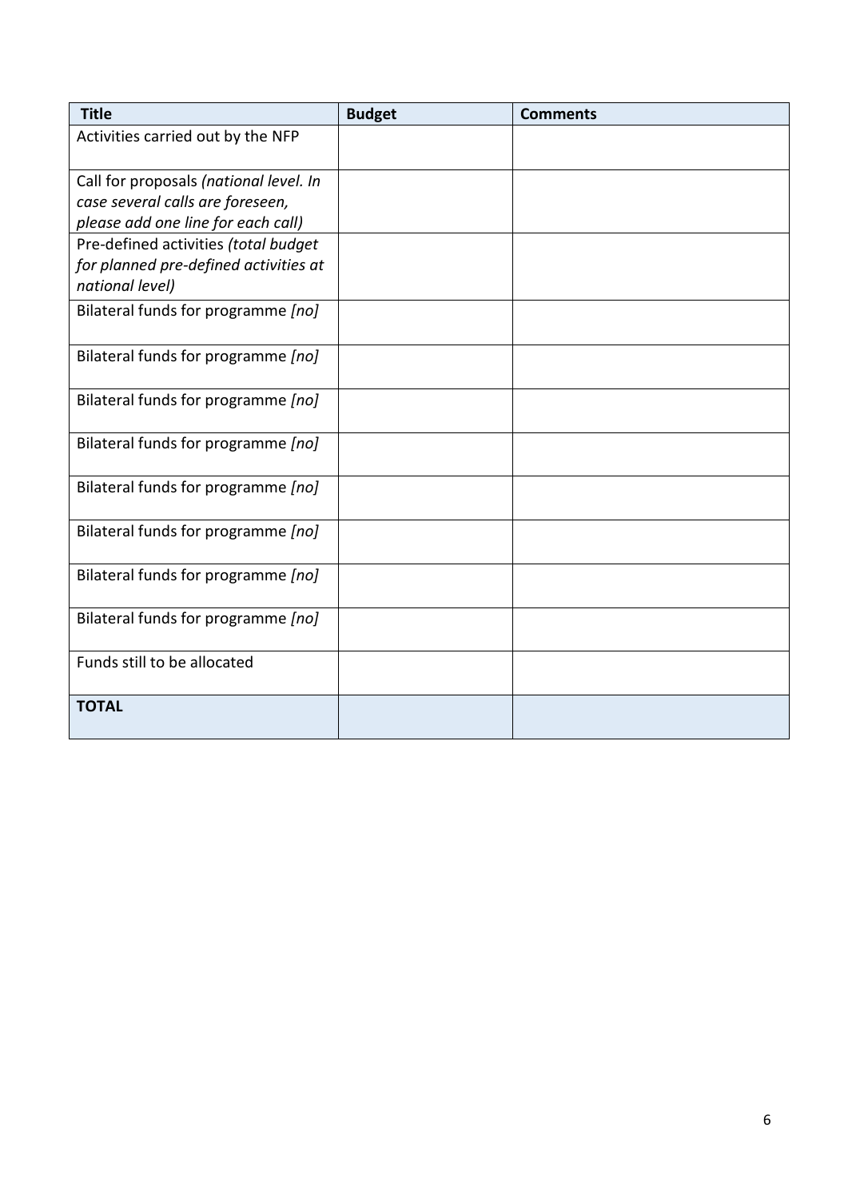| **Title** | **Budget** | **Comments** |
|---|---|---|
| Activities carried out by the NFP | | |
| Call for proposals *(national level. In case several calls are foreseen, please add one line for each call)* | | |
| Pre-defined activities *(total budget for planned pre-defined activities at national level)* | | |
| Bilateral funds for programme *[no]* | | |
| Bilateral funds for programme *[no]* | | |
| Bilateral funds for programme *[no]* | | |
| Bilateral funds for programme *[no]* | | |
| Bilateral funds for programme *[no]* | | |
| Bilateral funds for programme *[no]* | | |
| Bilateral funds for programme *[no]* | | |
| Bilateral funds for programme *[no]* | | |
| Funds still to be allocated | | |
| **TOTAL** | | |